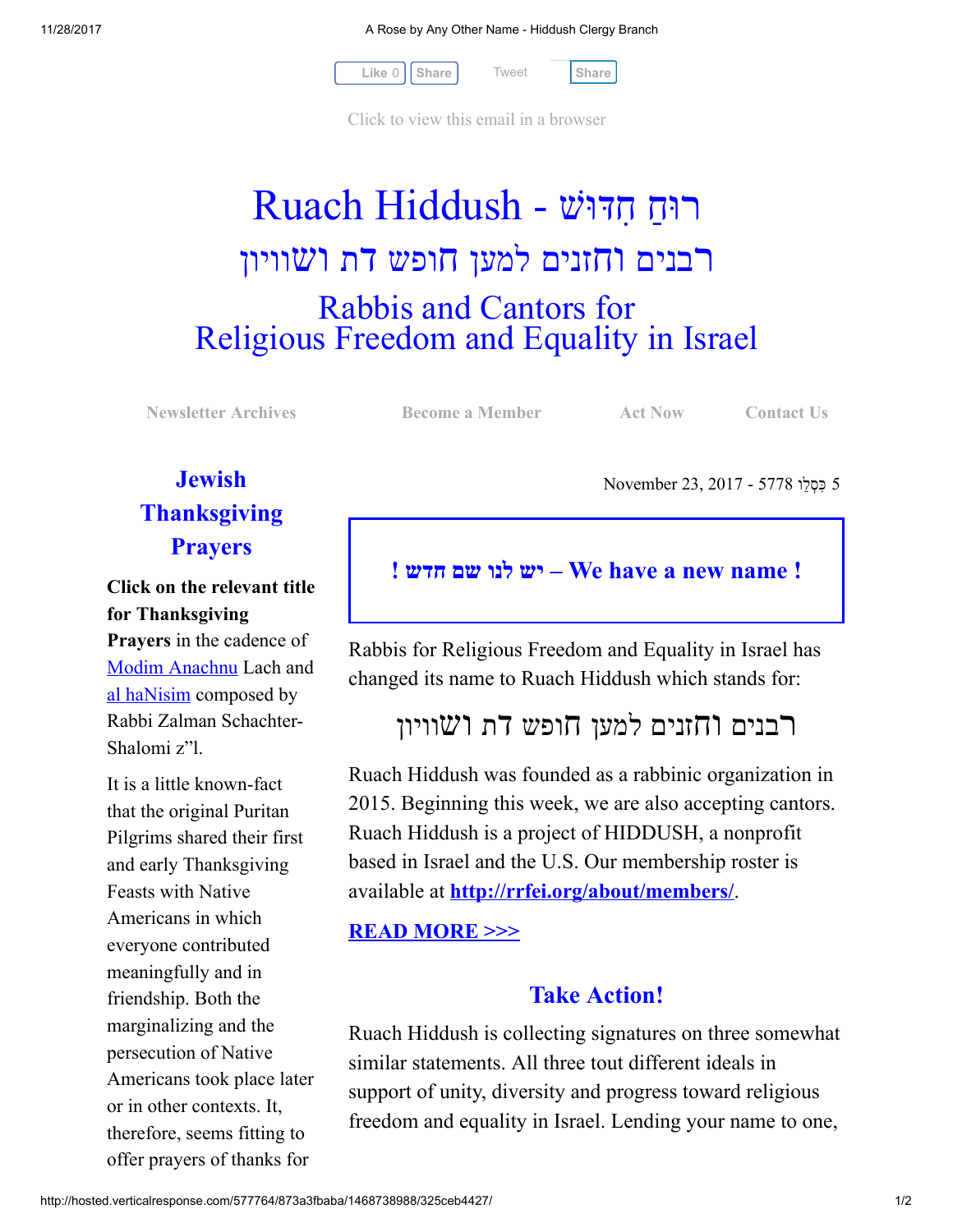Like 0 | Share | Tweet | Share

Click to view this email in a browser

# Ruach Hiddush - רוּחַ חִדּוּשׁ

## רבנים וחזנים למען חופש דת ושוויון

## Rabbis and Cantors for Religious Freedom and Equality in Israel

Newsletter Archives | Become a Member | Act Now | Contact Us

November 23, 2017 - 5778 כִּסְלֵו 5

### ! יש לנו שם חדש – We have a new name !

Rabbis for Religious Freedom and Equality in Israel has changed its name to Ruach Hiddush which stands for:

רבנים וחזנים למען חופש דת ושוויון

Ruach Hiddush was founded as a rabbinic organization in 2015. Beginning this week, we are also accepting cantors. Ruach Hiddush is a project of HIDDUSH, a nonprofit based in Israel and the U.S. Our membership roster is available at **[http://rrfei.org/about/members/](http://rrfei.org/about/members/)**.

**[READ MORE >>>]()**

### Take Action!

Ruach Hiddush is collecting signatures on three somewhat similar statements. All three tout different ideals in support of unity, diversity and progress toward religious freedom and equality in Israel. Lending your name to one,

### Jewish Thanksgiving Prayers

**Click on the relevant title for Thanksgiving Prayers** in the cadence of [Modim Anachnu]() Lach and [al haNisim]() composed by Rabbi Zalman Schachter-Shalomi z"l.

It is a little known-fact that the original Puritan Pilgrims shared their first and early Thanksgiving Feasts with Native Americans in which everyone contributed meaningfully and in friendship. Both the marginalizing and the persecution of Native Americans took place later or in other contexts. It, therefore, seems fitting to offer prayers of thanks for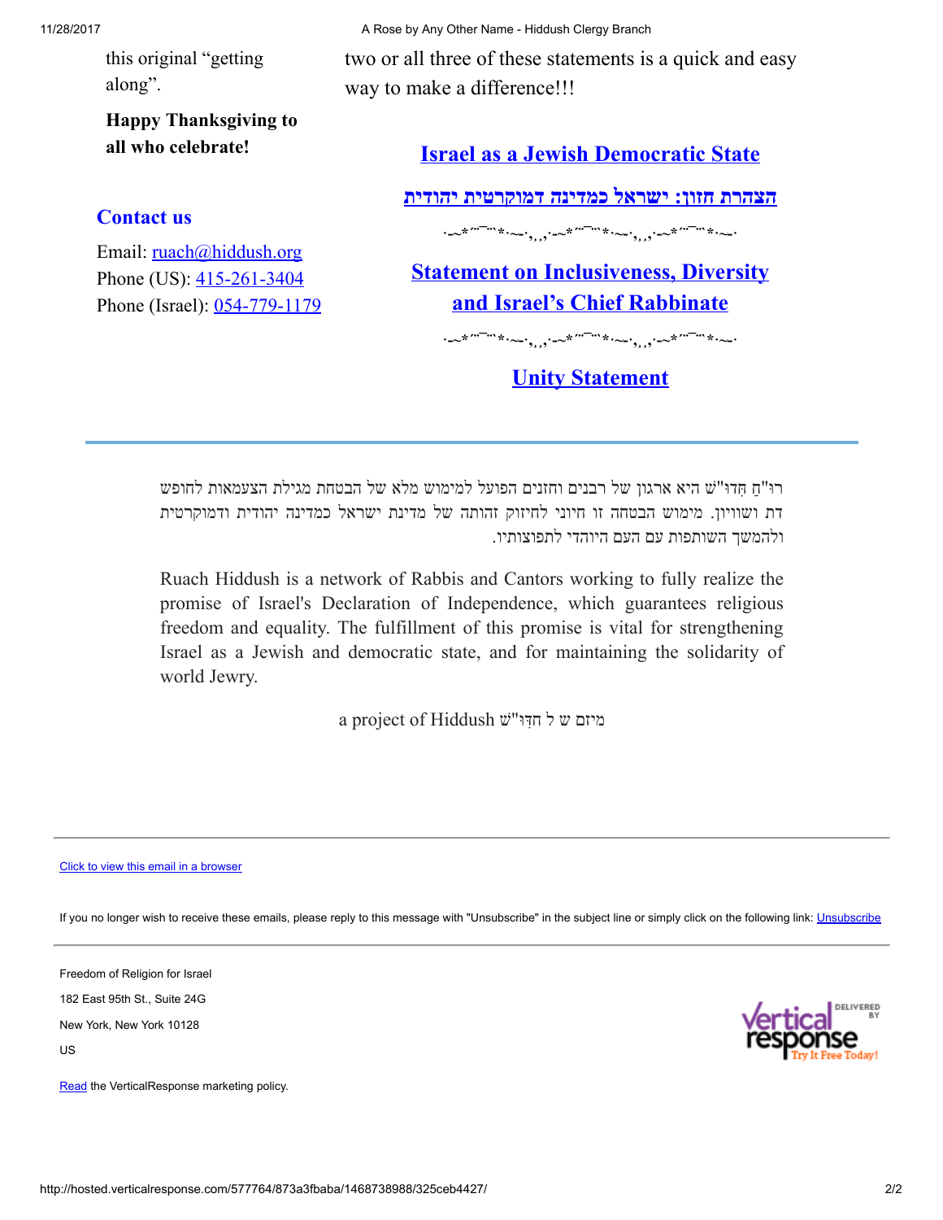this original "getting along".

**Happy Thanksgiving to all who celebrate!**

## Contact us

Email: ruach@hiddush.org
Phone (US): 415-261-3404
Phone (Israel): 054-779-1179

two or all three of these statements is a quick and easy way to make a difference!!!

## **Israel as a Jewish Democratic State**

**הצהרת חזון: ישראל כמדינה דמוקרטית יהודית**

·.¸¸.·´¯`·.¸¸.·´¯`·.¸¸.·´¯`·.

## **Statement on Inclusiveness, Diversity and Israel's Chief Rabbinate**

·.¸¸.·´¯`·.¸¸.·´¯`·.¸¸.·´¯`·.

## **Unity Statement**

---

רוּ"חַ חִדּוּ"ש היא ארגון של רבנים וחזנים הפועל למימוש מלא של הבטחת מגילת העצמאות לחופש דת ושוויון. מימוש הבטחה זו חיוני לחיזוק זהותה של מדינת ישראל כמדינה יהודית ודמוקרטית ולהמשך השותפות עם העם היהודי לתפוצותיו.

Ruach Hiddush is a network of Rabbis and Cantors working to fully realize the promise of Israel's Declaration of Independence, which guarantees religious freedom and equality. The fulfillment of this promise is vital for strengthening Israel as a Jewish and democratic state, and for maintaining the solidarity of world Jewry.

a project of Hiddush מיזם של חִדּוּ"ש

---

Click to view this email in a browser

If you no longer wish to receive these emails, please reply to this message with "Unsubscribe" in the subject line or simply click on the following link: Unsubscribe

---

Freedom of Religion for Israel
182 East 95th St., Suite 24G
New York, New York 10128
US

Read the VerticalResponse marketing policy.

Vertical response DELIVERED BY Try It Free Today!